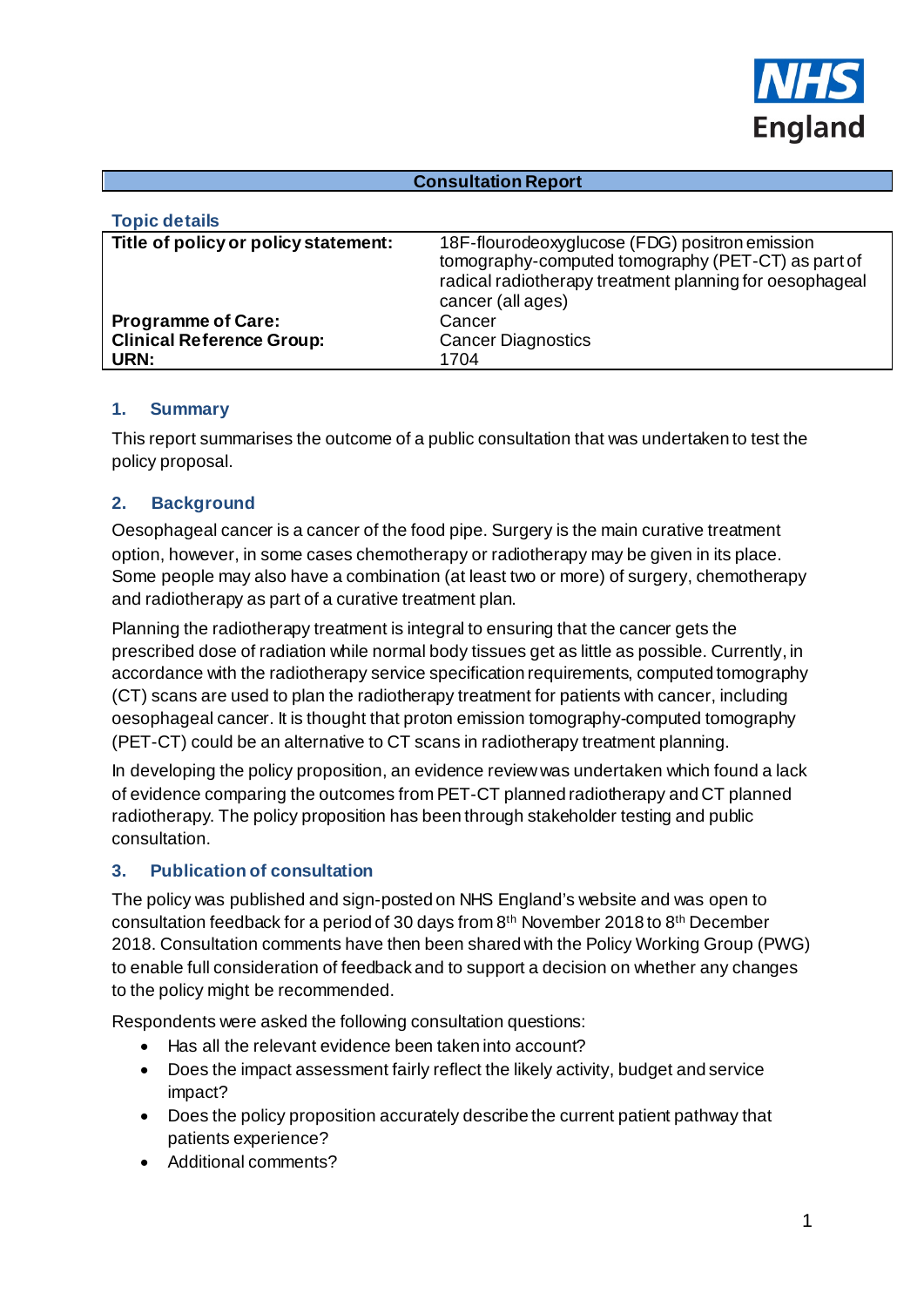NHS England

**Consultation Report**

### Topic details

| | |
|---|---|
| **Title of policy or policy statement:** | 18F-flourodeoxyglucose (FDG) positron emission tomography-computed tomography (PET-CT) as part of radical radiotherapy treatment planning for oesophageal cancer (all ages) |
| **Programme of Care:** | Cancer |
| **Clinical Reference Group:** | Cancer Diagnostics |
| **URN:** | 1704 |

## 1. Summary

This report summarises the outcome of a public consultation that was undertaken to test the policy proposal.

## 2. Background

Oesophageal cancer is a cancer of the food pipe. Surgery is the main curative treatment option, however, in some cases chemotherapy or radiotherapy may be given in its place. Some people may also have a combination (at least two or more) of surgery, chemotherapy and radiotherapy as part of a curative treatment plan.

Planning the radiotherapy treatment is integral to ensuring that the cancer gets the prescribed dose of radiation while normal body tissues get as little as possible. Currently, in accordance with the radiotherapy service specification requirements, computed tomography (CT) scans are used to plan the radiotherapy treatment for patients with cancer, including oesophageal cancer. It is thought that proton emission tomography-computed tomography (PET-CT) could be an alternative to CT scans in radiotherapy treatment planning.

In developing the policy proposition, an evidence review was undertaken which found a lack of evidence comparing the outcomes from PET-CT planned radiotherapy and CT planned radiotherapy. The policy proposition has been through stakeholder testing and public consultation.

## 3. Publication of consultation

The policy was published and sign-posted on NHS England's website and was open to consultation feedback for a period of 30 days from 8th November 2018 to 8th December 2018. Consultation comments have then been shared with the Policy Working Group (PWG) to enable full consideration of feedback and to support a decision on whether any changes to the policy might be recommended.

Respondents were asked the following consultation questions:

- Has all the relevant evidence been taken into account?
- Does the impact assessment fairly reflect the likely activity, budget and service impact?
- Does the policy proposition accurately describe the current patient pathway that patients experience?
- Additional comments?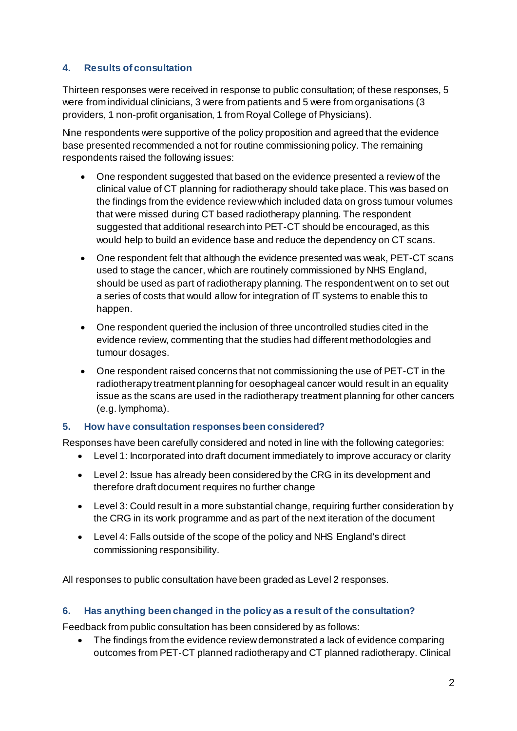## 4. Results of consultation

Thirteen responses were received in response to public consultation; of these responses, 5 were from individual clinicians, 3 were from patients and 5 were from organisations (3 providers, 1 non-profit organisation, 1 from Royal College of Physicians).

Nine respondents were supportive of the policy proposition and agreed that the evidence base presented recommended a not for routine commissioning policy. The remaining respondents raised the following issues:

- One respondent suggested that based on the evidence presented a review of the clinical value of CT planning for radiotherapy should take place. This was based on the findings from the evidence review which included data on gross tumour volumes that were missed during CT based radiotherapy planning. The respondent suggested that additional research into PET-CT should be encouraged, as this would help to build an evidence base and reduce the dependency on CT scans.
- One respondent felt that although the evidence presented was weak, PET-CT scans used to stage the cancer, which are routinely commissioned by NHS England, should be used as part of radiotherapy planning. The respondent went on to set out a series of costs that would allow for integration of IT systems to enable this to happen.
- One respondent queried the inclusion of three uncontrolled studies cited in the evidence review, commenting that the studies had different methodologies and tumour dosages.
- One respondent raised concerns that not commissioning the use of PET-CT in the radiotherapy treatment planning for oesophageal cancer would result in an equality issue as the scans are used in the radiotherapy treatment planning for other cancers (e.g. lymphoma).

## 5. How have consultation responses been considered?

Responses have been carefully considered and noted in line with the following categories:

- Level 1: Incorporated into draft document immediately to improve accuracy or clarity
- Level 2: Issue has already been considered by the CRG in its development and therefore draft document requires no further change
- Level 3: Could result in a more substantial change, requiring further consideration by the CRG in its work programme and as part of the next iteration of the document
- Level 4: Falls outside of the scope of the policy and NHS England's direct commissioning responsibility.

All responses to public consultation have been graded as Level 2 responses.

## 6. Has anything been changed in the policy as a result of the consultation?

Feedback from public consultation has been considered by as follows:

- The findings from the evidence review demonstrated a lack of evidence comparing outcomes from PET-CT planned radiotherapy and CT planned radiotherapy. Clinical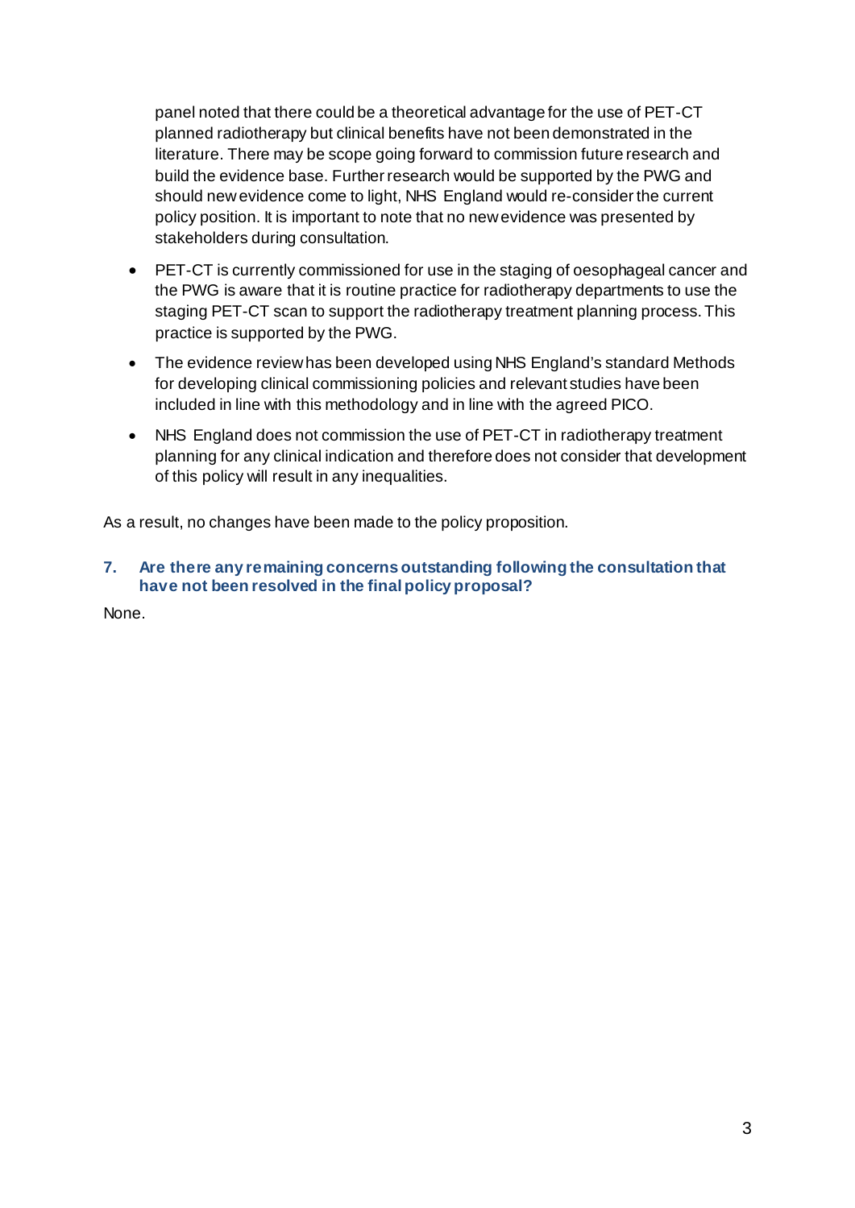panel noted that there could be a theoretical advantage for the use of PET-CT planned radiotherapy but clinical benefits have not been demonstrated in the literature. There may be scope going forward to commission future research and build the evidence base. Further research would be supported by the PWG and should new evidence come to light, NHS England would re-consider the current policy position. It is important to note that no new evidence was presented by stakeholders during consultation.

- PET-CT is currently commissioned for use in the staging of oesophageal cancer and the PWG is aware that it is routine practice for radiotherapy departments to use the staging PET-CT scan to support the radiotherapy treatment planning process. This practice is supported by the PWG.
- The evidence review has been developed using NHS England's standard Methods for developing clinical commissioning policies and relevant studies have been included in line with this methodology and in line with the agreed PICO.
- NHS England does not commission the use of PET-CT in radiotherapy treatment planning for any clinical indication and therefore does not consider that development of this policy will result in any inequalities.

As a result, no changes have been made to the policy proposition.

### 7. Are there any remaining concerns outstanding following the consultation that have not been resolved in the final policy proposal?

None.